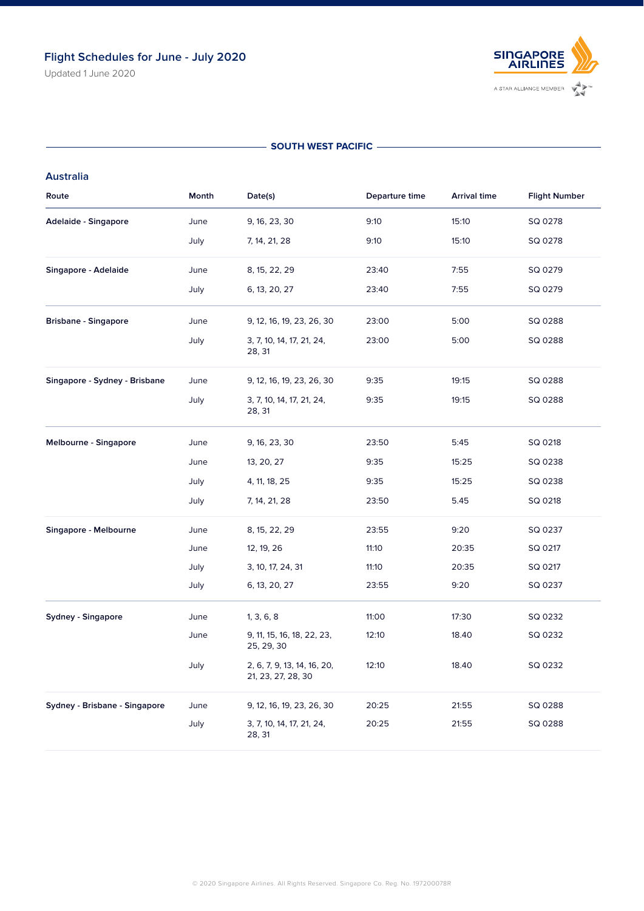# Flight Schedules for June - July 2020

Updated 1 June 2020

## SOUTH WEST PACIFIC

### Australia

| Route | Month | Date(s) | Departure time | Arrival time | Flight Number |
|---|---|---|---|---|---|
| **Adelaide - Singapore** | June | 9, 16, 23, 30 | 9:10 | 15:10 | SQ 0278 |
| | July | 7, 14, 21, 28 | 9:10 | 15:10 | SQ 0278 |
| **Singapore - Adelaide** | June | 8, 15, 22, 29 | 23:40 | 7:55 | SQ 0279 |
| | July | 6, 13, 20, 27 | 23:40 | 7:55 | SQ 0279 |
| **Brisbane - Singapore** | June | 9, 12, 16, 19, 23, 26, 30 | 23:00 | 5:00 | SQ 0288 |
| | July | 3, 7, 10, 14, 17, 21, 24, 28, 31 | 23:00 | 5:00 | SQ 0288 |
| **Singapore - Sydney - Brisbane** | June | 9, 12, 16, 19, 23, 26, 30 | 9:35 | 19:15 | SQ 0288 |
| | July | 3, 7, 10, 14, 17, 21, 24, 28, 31 | 9:35 | 19:15 | SQ 0288 |
| **Melbourne - Singapore** | June | 9, 16, 23, 30 | 23:50 | 5:45 | SQ 0218 |
| | June | 13, 20, 27 | 9:35 | 15:25 | SQ 0238 |
| | July | 4, 11, 18, 25 | 9:35 | 15:25 | SQ 0238 |
| | July | 7, 14, 21, 28 | 23:50 | 5.45 | SQ 0218 |
| **Singapore - Melbourne** | June | 8, 15, 22, 29 | 23:55 | 9:20 | SQ 0237 |
| | June | 12, 19, 26 | 11:10 | 20:35 | SQ 0217 |
| | July | 3, 10, 17, 24, 31 | 11:10 | 20:35 | SQ 0217 |
| | July | 6, 13, 20, 27 | 23:55 | 9:20 | SQ 0237 |
| **Sydney - Singapore** | June | 1, 3, 6, 8 | 11:00 | 17:30 | SQ 0232 |
| | June | 9, 11, 15, 16, 18, 22, 23, 25, 29, 30 | 12:10 | 18.40 | SQ 0232 |
| | July | 2, 6, 7, 9, 13, 14, 16, 20, 21, 23, 27, 28, 30 | 12:10 | 18.40 | SQ 0232 |
| **Sydney - Brisbane - Singapore** | June | 9, 12, 16, 19, 23, 26, 30 | 20:25 | 21:55 | SQ 0288 |
| | July | 3, 7, 10, 14, 17, 21, 24, 28, 31 | 20:25 | 21:55 | SQ 0288 |

© 2020 Singapore Airlines. All Rights Reserved. Singapore Co. Reg. No. 197200078R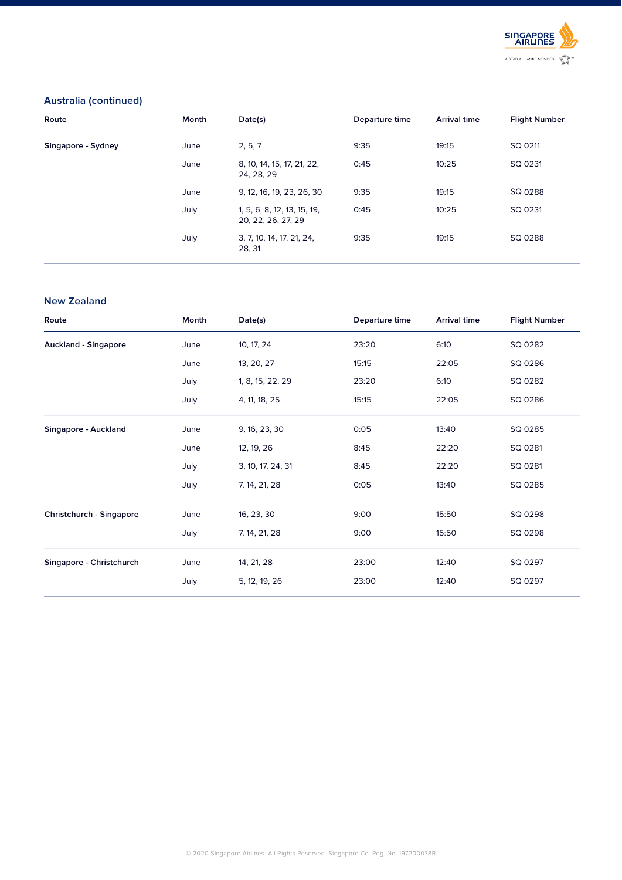## Australia (continued)

| Route | Month | Date(s) | Departure time | Arrival time | Flight Number |
|---|---|---|---|---|---|
| **Singapore - Sydney** | June | 2, 5, 7 | 9:35 | 19:15 | SQ 0211 |
| | June | 8, 10, 14, 15, 17, 21, 22, 24, 28, 29 | 0:45 | 10:25 | SQ 0231 |
| | June | 9, 12, 16, 19, 23, 26, 30 | 9:35 | 19:15 | SQ 0288 |
| | July | 1, 5, 6, 8, 12, 13, 15, 19, 20, 22, 26, 27, 29 | 0:45 | 10:25 | SQ 0231 |
| | July | 3, 7, 10, 14, 17, 21, 24, 28, 31 | 9:35 | 19:15 | SQ 0288 |

## New Zealand

| Route | Month | Date(s) | Departure time | Arrival time | Flight Number |
|---|---|---|---|---|---|
| **Auckland - Singapore** | June | 10, 17, 24 | 23:20 | 6:10 | SQ 0282 |
| | June | 13, 20, 27 | 15:15 | 22:05 | SQ 0286 |
| | July | 1, 8, 15, 22, 29 | 23:20 | 6:10 | SQ 0282 |
| | July | 4, 11, 18, 25 | 15:15 | 22:05 | SQ 0286 |
| **Singapore - Auckland** | June | 9, 16, 23, 30 | 0:05 | 13:40 | SQ 0285 |
| | June | 12, 19, 26 | 8:45 | 22:20 | SQ 0281 |
| | July | 3, 10, 17, 24, 31 | 8:45 | 22:20 | SQ 0281 |
| | July | 7, 14, 21, 28 | 0:05 | 13:40 | SQ 0285 |
| **Christchurch - Singapore** | June | 16, 23, 30 | 9:00 | 15:50 | SQ 0298 |
| | July | 7, 14, 21, 28 | 9:00 | 15:50 | SQ 0298 |
| **Singapore - Christchurch** | June | 14, 21, 28 | 23:00 | 12:40 | SQ 0297 |
| | July | 5, 12, 19, 26 | 23:00 | 12:40 | SQ 0297 |

© 2020 Singapore Airlines. All Rights Reserved. Singapore Co. Reg. No. 197200078R